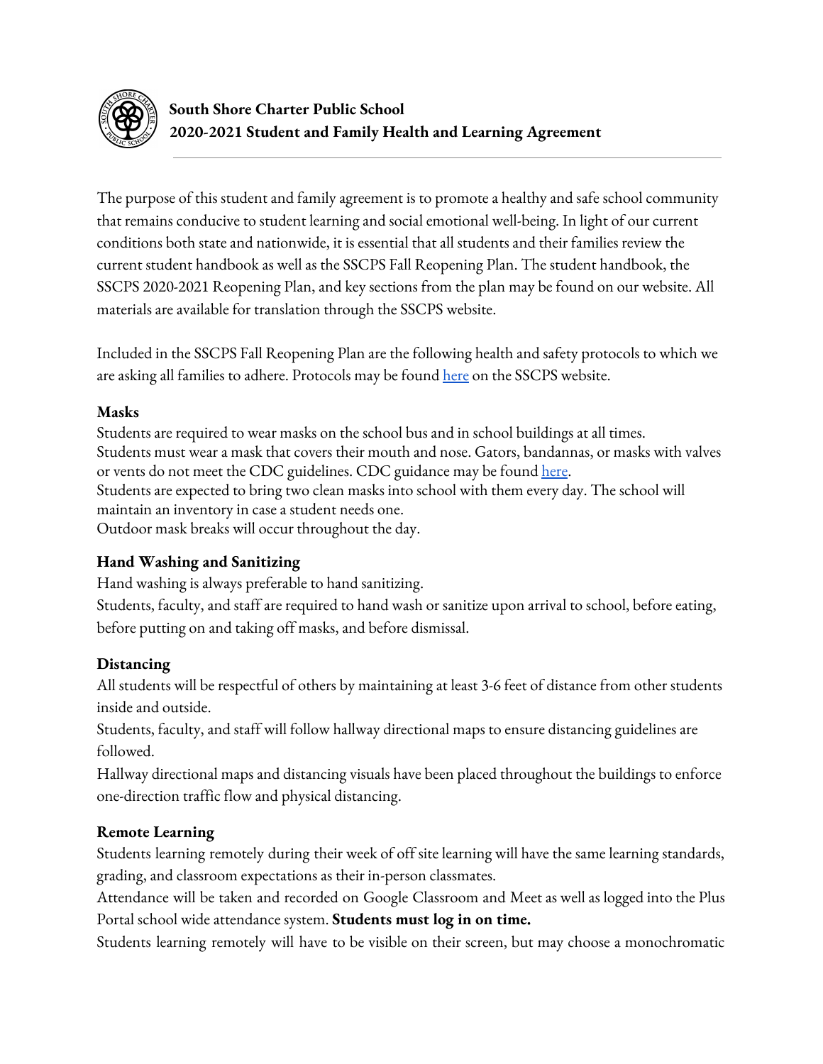**South Shore Charter Public School**
**2020-2021 Student and Family Health and Learning Agreement**

The purpose of this student and family agreement is to promote a healthy and safe school community that remains conducive to student learning and social emotional well-being. In light of our current conditions both state and nationwide, it is essential that all students and their families review the current student handbook as well as the SSCPS Fall Reopening Plan. The student handbook, the SSCPS 2020-2021 Reopening Plan, and key sections from the plan may be found on our website. All materials are available for translation through the SSCPS website.

Included in the SSCPS Fall Reopening Plan are the following health and safety protocols to which we are asking all families to adhere. Protocols may be found here on the SSCPS website.

**Masks**

Students are required to wear masks on the school bus and in school buildings at all times.
Students must wear a mask that covers their mouth and nose. Gators, bandannas, or masks with valves or vents do not meet the CDC guidelines. CDC guidance may be found here.
Students are expected to bring two clean masks into school with them every day. The school will maintain an inventory in case a student needs one.
Outdoor mask breaks will occur throughout the day.

**Hand Washing and Sanitizing**

Hand washing is always preferable to hand sanitizing.
Students, faculty, and staff are required to hand wash or sanitize upon arrival to school, before eating, before putting on and taking off masks, and before dismissal.

**Distancing**

All students will be respectful of others by maintaining at least 3-6 feet of distance from other students inside and outside.
Students, faculty, and staff will follow hallway directional maps to ensure distancing guidelines are followed.
Hallway directional maps and distancing visuals have been placed throughout the buildings to enforce one-direction traffic flow and physical distancing.

**Remote Learning**

Students learning remotely during their week of off site learning will have the same learning standards, grading, and classroom expectations as their in-person classmates.
Attendance will be taken and recorded on Google Classroom and Meet as well as logged into the Plus Portal school wide attendance system. **Students must log in on time.**
Students learning remotely will have to be visible on their screen, but may choose a monochromatic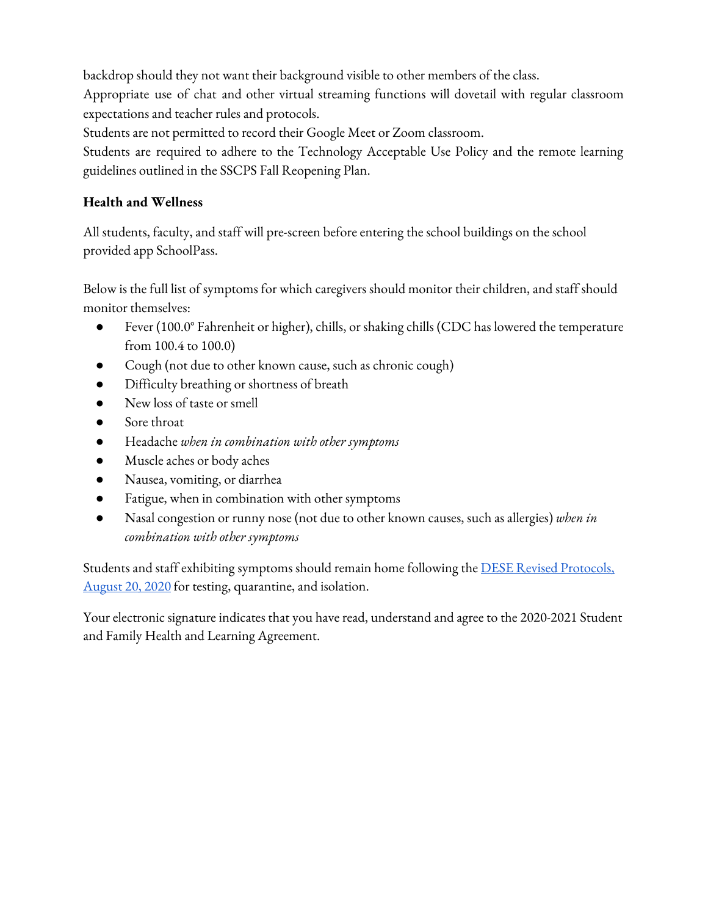backdrop should they not want their background visible to other members of the class.
Appropriate use of chat and other virtual streaming functions will dovetail with regular classroom expectations and teacher rules and protocols.
Students are not permitted to record their Google Meet or Zoom classroom.
Students are required to adhere to the Technology Acceptable Use Policy and the remote learning guidelines outlined in the SSCPS Fall Reopening Plan.

**Health and Wellness**

All students, faculty, and staff will pre-screen before entering the school buildings on the school provided app SchoolPass.

Below is the full list of symptoms for which caregivers should monitor their children, and staff should monitor themselves:

- Fever (100.0° Fahrenheit or higher), chills, or shaking chills (CDC has lowered the temperature from 100.4 to 100.0)
- Cough (not due to other known cause, such as chronic cough)
- Difficulty breathing or shortness of breath
- New loss of taste or smell
- Sore throat
- Headache *when in combination with other symptoms*
- Muscle aches or body aches
- Nausea, vomiting, or diarrhea
- Fatigue, when in combination with other symptoms
- Nasal congestion or runny nose (not due to other known causes, such as allergies) *when in combination with other symptoms*

Students and staff exhibiting symptoms should remain home following the [DESE Revised Protocols, August 20, 2020]() for testing, quarantine, and isolation.

Your electronic signature indicates that you have read, understand and agree to the 2020-2021 Student and Family Health and Learning Agreement.